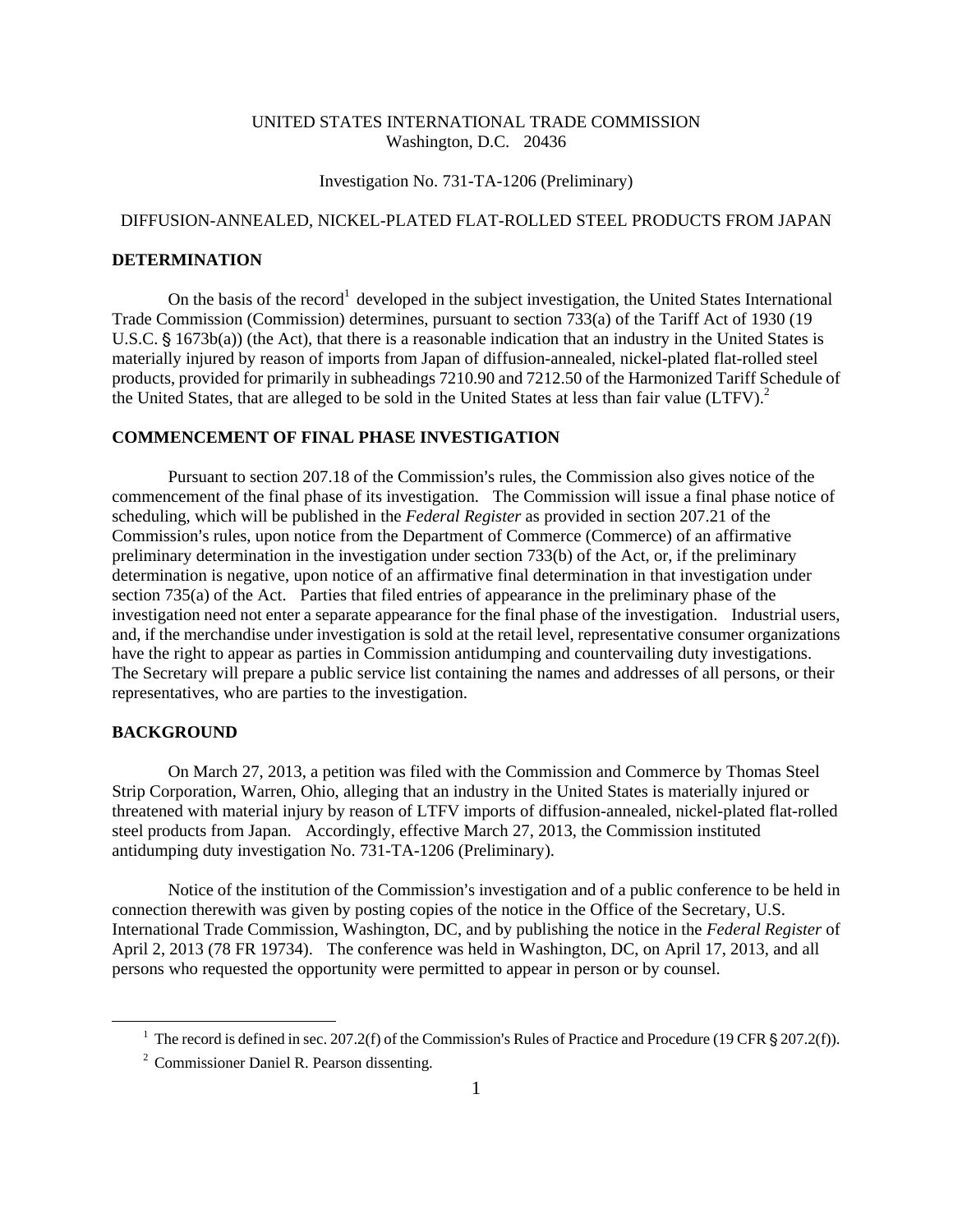UNITED STATES INTERNATIONAL TRADE COMMISSION
Washington, D.C. 20436

Investigation No. 731-TA-1206 (Preliminary)

DIFFUSION-ANNEALED, NICKEL-PLATED FLAT-ROLLED STEEL PRODUCTS FROM JAPAN

## DETERMINATION

On the basis of the record[1] developed in the subject investigation, the United States International Trade Commission (Commission) determines, pursuant to section 733(a) of the Tariff Act of 1930 (19 U.S.C. § 1673b(a)) (the Act), that there is a reasonable indication that an industry in the United States is materially injured by reason of imports from Japan of diffusion-annealed, nickel-plated flat-rolled steel products, provided for primarily in subheadings 7210.90 and 7212.50 of the Harmonized Tariff Schedule of the United States, that are alleged to be sold in the United States at less than fair value (LTFV).[2]

## COMMENCEMENT OF FINAL PHASE INVESTIGATION

Pursuant to section 207.18 of the Commission's rules, the Commission also gives notice of the commencement of the final phase of its investigation. The Commission will issue a final phase notice of scheduling, which will be published in the *Federal Register* as provided in section 207.21 of the Commission's rules, upon notice from the Department of Commerce (Commerce) of an affirmative preliminary determination in the investigation under section 733(b) of the Act, or, if the preliminary determination is negative, upon notice of an affirmative final determination in that investigation under section 735(a) of the Act. Parties that filed entries of appearance in the preliminary phase of the investigation need not enter a separate appearance for the final phase of the investigation. Industrial users, and, if the merchandise under investigation is sold at the retail level, representative consumer organizations have the right to appear as parties in Commission antidumping and countervailing duty investigations. The Secretary will prepare a public service list containing the names and addresses of all persons, or their representatives, who are parties to the investigation.

## BACKGROUND

On March 27, 2013, a petition was filed with the Commission and Commerce by Thomas Steel Strip Corporation, Warren, Ohio, alleging that an industry in the United States is materially injured or threatened with material injury by reason of LTFV imports of diffusion-annealed, nickel-plated flat-rolled steel products from Japan. Accordingly, effective March 27, 2013, the Commission instituted antidumping duty investigation No. 731-TA-1206 (Preliminary).

Notice of the institution of the Commission's investigation and of a public conference to be held in connection therewith was given by posting copies of the notice in the Office of the Secretary, U.S. International Trade Commission, Washington, DC, and by publishing the notice in the *Federal Register* of April 2, 2013 (78 FR 19734). The conference was held in Washington, DC, on April 17, 2013, and all persons who requested the opportunity were permitted to appear in person or by counsel.

---

[1] The record is defined in sec. 207.2(f) of the Commission's Rules of Practice and Procedure (19 CFR § 207.2(f)).

[2] Commissioner Daniel R. Pearson dissenting.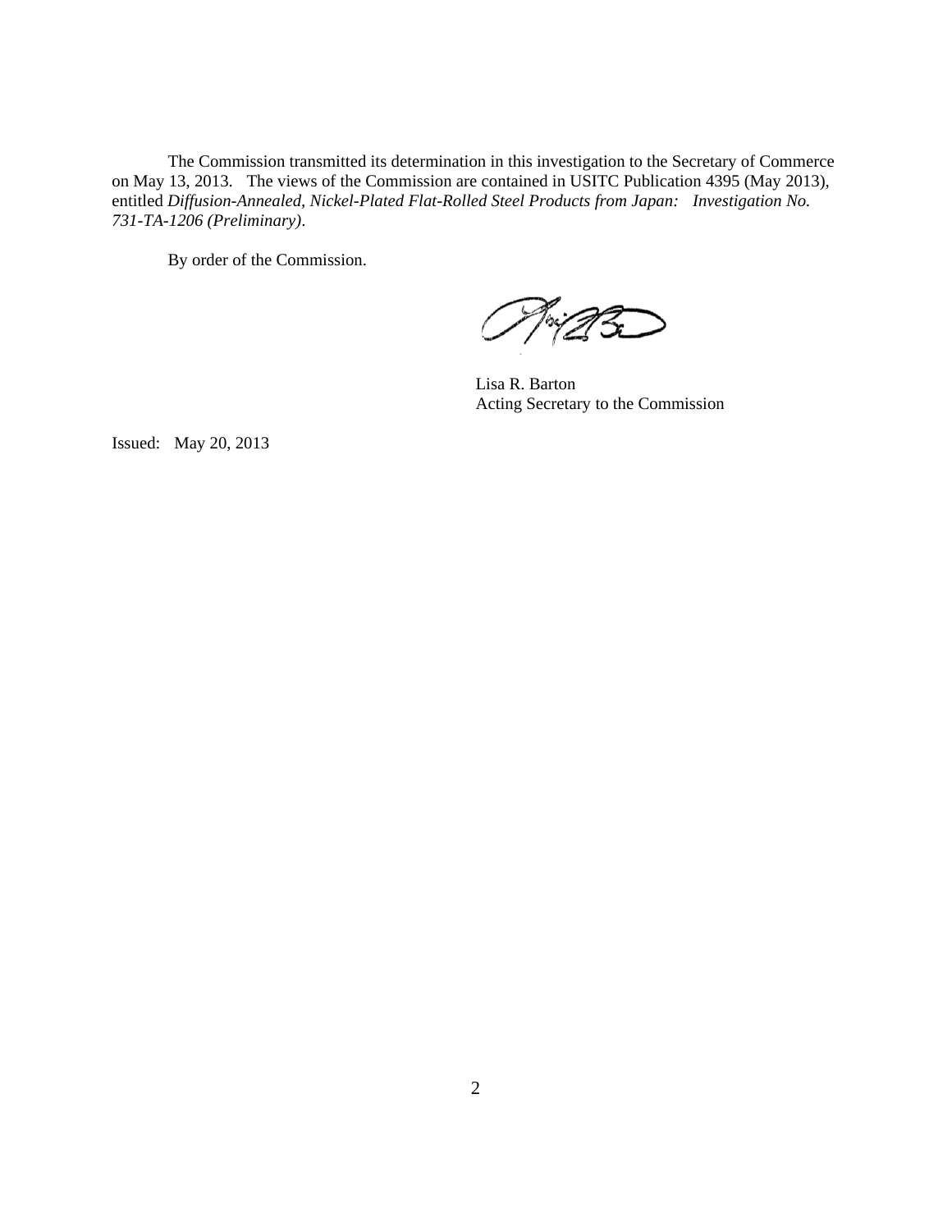The Commission transmitted its determination in this investigation to the Secretary of Commerce on May 13, 2013. The views of the Commission are contained in USITC Publication 4395 (May 2013), entitled *Diffusion-Annealed, Nickel-Plated Flat-Rolled Steel Products from Japan: Investigation No. 731-TA-1206 (Preliminary)*.

By order of the Commission.

Lisa R. Barton
Acting Secretary to the Commission

Issued: May 20, 2013